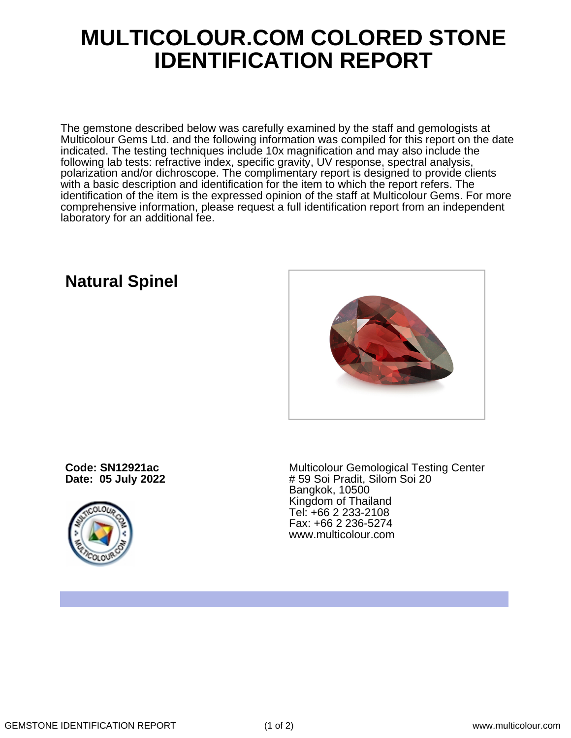# MULTICOLOUR.COM COLORED STONE IDENTIFICATION REPORT

The gemstone described below was carefully examined by the staff and gemologists at Multicolour Gems Ltd. and the following information was compiled for this report on the date indicated. The testing techniques include 10x magnification and may also include the following lab tests: refractive index, specific gravity, UV response, spectral analysis, polarization and/or dichroscope. The complimentary report is designed to provide clients with a basic description and identification for the item to which the report refers. The identification of the item is the expressed opinion of the staff at Multicolour Gems. For more comprehensive information, please request a full identification report from an independent laboratory for an additional fee.

## Natural Spinel

**Code: SN12921ac**
**Date: 05 July 2022**

Multicolour Gemological Testing Center
# 59 Soi Pradit, Silom Soi 20
Bangkok, 10500
Kingdom of Thailand
Tel: +66 2 233-2108
Fax: +66 2 236-5274
www.multicolour.com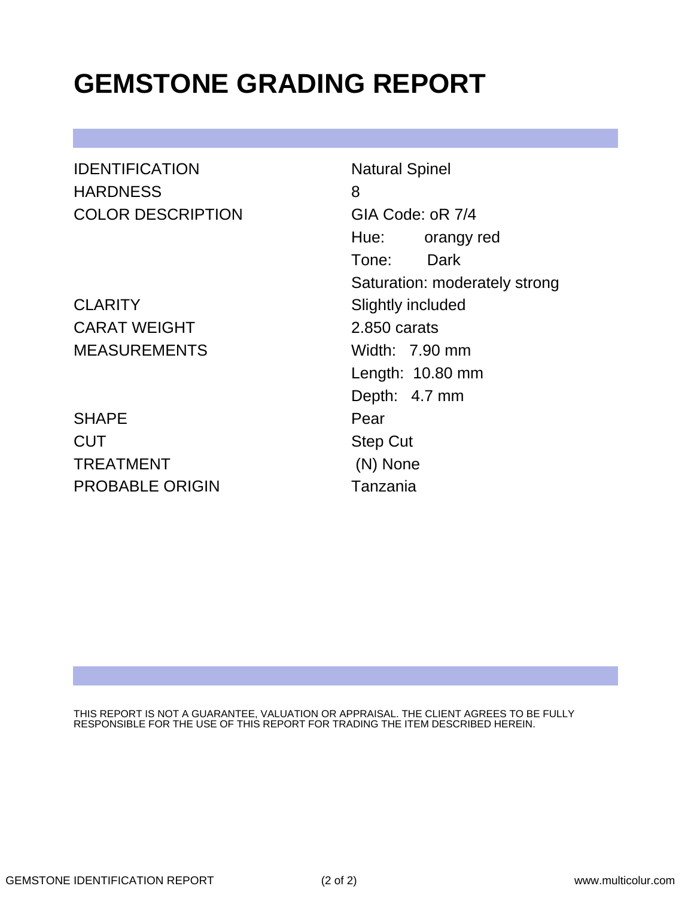# GEMSTONE GRADING REPORT

| | |
|---|---|
| IDENTIFICATION | Natural Spinel |
| HARDNESS | 8 |
| COLOR DESCRIPTION | GIA Code: oR 7/4 |
| | Hue: orangy red |
| | Tone: Dark |
| | Saturation: moderately strong |
| CLARITY | Slightly included |
| CARAT WEIGHT | 2.850 carats |
| MEASUREMENTS | Width: 7.90 mm |
| | Length: 10.80 mm |
| | Depth: 4.7 mm |
| SHAPE | Pear |
| CUT | Step Cut |
| TREATMENT | (N) None |
| PROBABLE ORIGIN | Tanzania |

THIS REPORT IS NOT A GUARANTEE, VALUATION OR APPRAISAL. THE CLIENT AGREES TO BE FULLY RESPONSIBLE FOR THE USE OF THIS REPORT FOR TRADING THE ITEM DESCRIBED HEREIN.